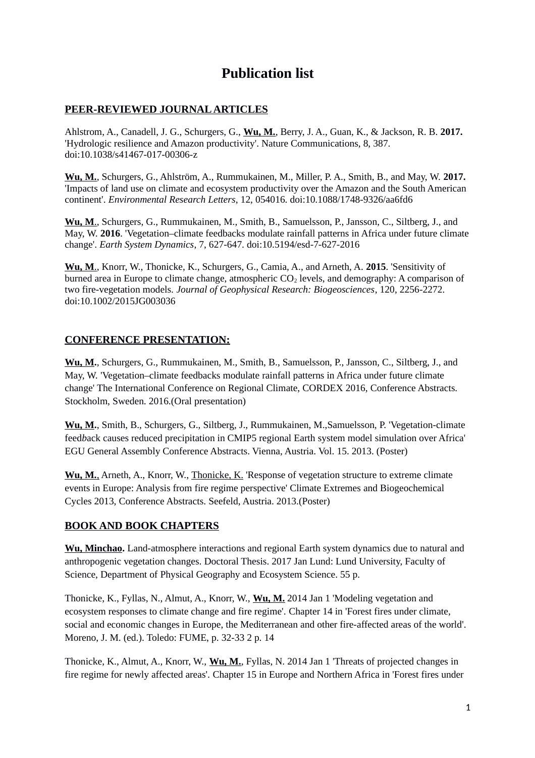# Publication list

## PEER-REVIEWED JOURNAL ARTICLES

Ahlstrom, A., Canadell, J. G., Schurgers, G., **Wu, M.**, Berry, J. A., Guan, K., & Jackson, R. B. **2017.** 'Hydrologic resilience and Amazon productivity'. Nature Communications, 8, 387. doi:10.1038/s41467-017-00306-z

**Wu, M.**, Schurgers, G., Ahlström, A., Rummukainen, M., Miller, P. A., Smith, B., and May, W. **2017.** 'Impacts of land use on climate and ecosystem productivity over the Amazon and the South American continent'. *Environmental Research Letters*, 12, 054016. doi:10.1088/1748-9326/aa6fd6

**Wu, M**., Schurgers, G., Rummukainen, M., Smith, B., Samuelsson, P., Jansson, C., Siltberg, J., and May, W. **2016**. 'Vegetation–climate feedbacks modulate rainfall patterns in Africa under future climate change'. *Earth System Dynamics*, 7, 627-647. doi:10.5194/esd-7-627-2016

**Wu, M**., Knorr, W., Thonicke, K., Schurgers, G., Camia, A., and Arneth, A. **2015**. 'Sensitivity of burned area in Europe to climate change, atmospheric $CO_2$ levels, and demography: A comparison of two fire-vegetation models. *Journal of Geophysical Research: Biogeosciences*, 120, 2256-2272. doi:10.1002/2015JG003036

## CONFERENCE PRESENTATION:

**Wu, M.**, Schurgers, G., Rummukainen, M., Smith, B., Samuelsson, P., Jansson, C., Siltberg, J., and May, W. 'Vegetation–climate feedbacks modulate rainfall patterns in Africa under future climate change' The International Conference on Regional Climate, CORDEX 2016, Conference Abstracts. Stockholm, Sweden. 2016.(Oral presentation)

**Wu, M.**, Smith, B., Schurgers, G., Siltberg, J., Rummukainen, M.,Samuelsson, P. 'Vegetation-climate feed*b*ack causes reduced precipitation in CMIP5 regional Earth system model simulation over Africa' EGU General Assembly Conference Abstracts. Vienna, Austria. Vol. 15. 2013. (Poster)

**Wu, M.**, Arneth, A., Knorr, W., Thonicke, K. 'Response of vegetation structure to extreme climate events in Europe: Analysis from fire regime perspective' Climate Extremes and Biogeochemical Cycles 2013, Conference Abstracts. Seefeld, Austria. 2013.(Poster)

## BOOK AND BOOK CHAPTERS

**Wu, Minchao.** Land-atmosphere interactions and regional Earth system dynamics due to natural and anthropogenic vegetation changes. Doctoral Thesis. 2017 Jan Lund: Lund University, Faculty of Science, Department of Physical Geography and Ecosystem Science. 55 p.

Thonicke, K., Fyllas, N., Almut, A., Knorr, W., **Wu, M.** 2014 Jan 1 'Modeling vegetation and ecosystem responses to climate change and fire regime'. Chapter 14 in 'Forest fires under climate, social and economic changes in Europe, the Mediterranean and other fire-affected areas of the world'. Moreno, J. M. (ed.). Toledo: FUME, p. 32-33 2 p. 14

Thonicke, K., Almut, A., Knorr, W., **Wu, M.**, Fyllas, N. 2014 Jan 1 'Threats of projected changes in fire regime for newly affected areas'. Chapter 15 in Europe and Northern Africa in 'Forest fires under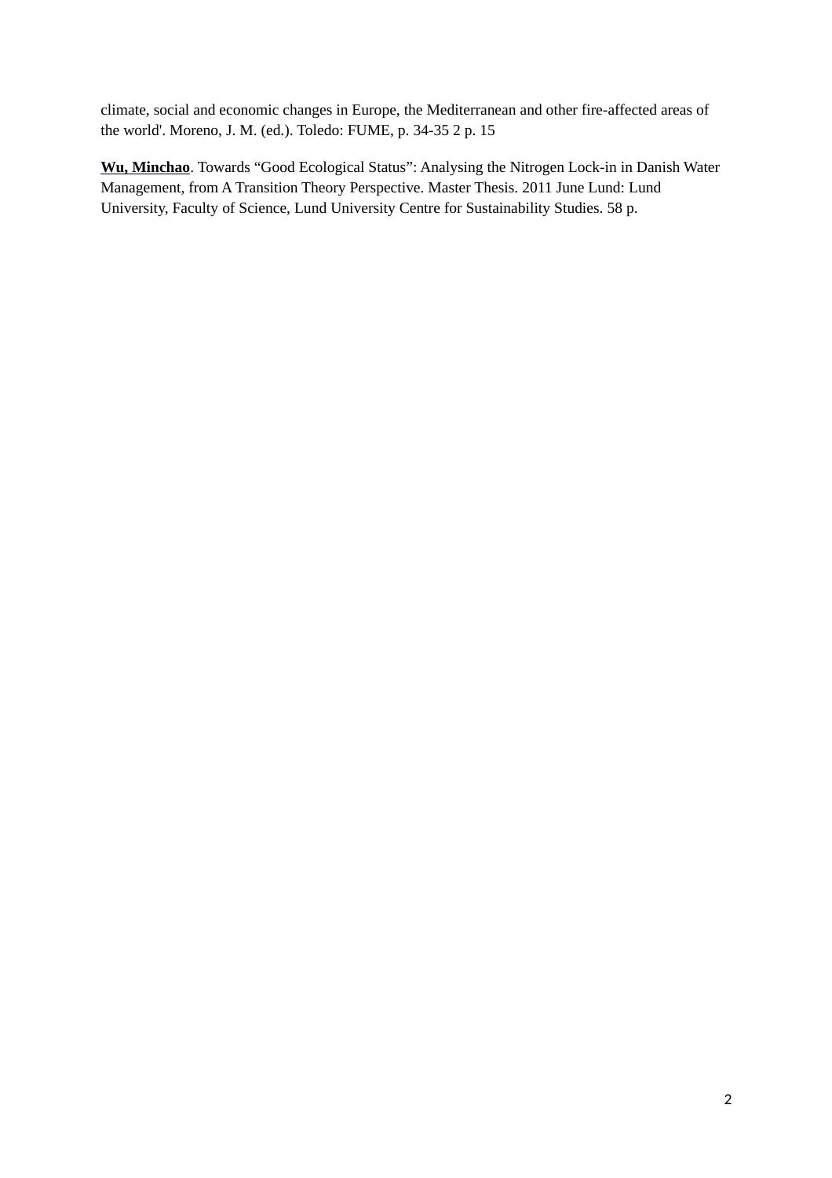climate, social and economic changes in Europe, the Mediterranean and other fire-affected areas of the world'. Moreno, J. M. (ed.). Toledo: FUME, p. 34-35 2 p. 15

**Wu, Minchao**. Towards “Good Ecological Status”: Analysing the Nitrogen Lock-in in Danish Water Management, from A Transition Theory Perspective. Master Thesis. 2011 June Lund: Lund University, Faculty of Science, Lund University Centre for Sustainability Studies. 58 p.